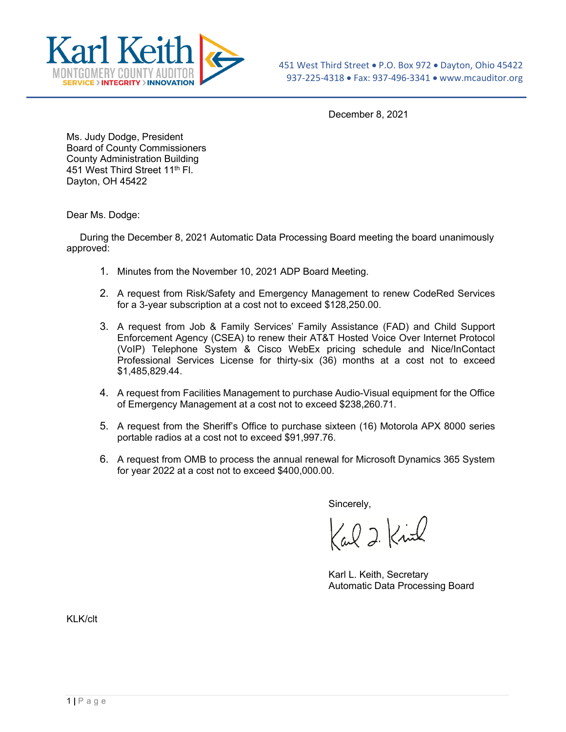Karl Keith
MONTGOMERY COUNTY AUDITOR
SERVICE › INTEGRITY › INNOVATION

451 West Third Street • P.O. Box 972 • Dayton, Ohio 45422
937-225-4318 • Fax: 937-496-3341 • www.mcauditor.org

December 8, 2021

Ms. Judy Dodge, President
Board of County Commissioners
County Administration Building
451 West Third Street 11th Fl.
Dayton, OH 45422

Dear Ms. Dodge:

During the December 8, 2021 Automatic Data Processing Board meeting the board unanimously approved:

1. Minutes from the November 10, 2021 ADP Board Meeting.
2. A request from Risk/Safety and Emergency Management to renew CodeRed Services for a 3-year subscription at a cost not to exceed $128,250.00.
3. A request from Job & Family Services' Family Assistance (FAD) and Child Support Enforcement Agency (CSEA) to renew their AT&T Hosted Voice Over Internet Protocol (VoIP) Telephone System & Cisco WebEx pricing schedule and Nice/InContact Professional Services License for thirty-six (36) months at a cost not to exceed $1,485,829.44.
4. A request from Facilities Management to purchase Audio-Visual equipment for the Office of Emergency Management at a cost not to exceed $238,260.71.
5. A request from the Sheriff's Office to purchase sixteen (16) Motorola APX 8000 series portable radios at a cost not to exceed $91,997.76.
6. A request from OMB to process the annual renewal for Microsoft Dynamics 365 System for year 2022 at a cost not to exceed $400,000.00.

Sincerely,

Karl L. Keith, Secretary
Automatic Data Processing Board

KLK/clt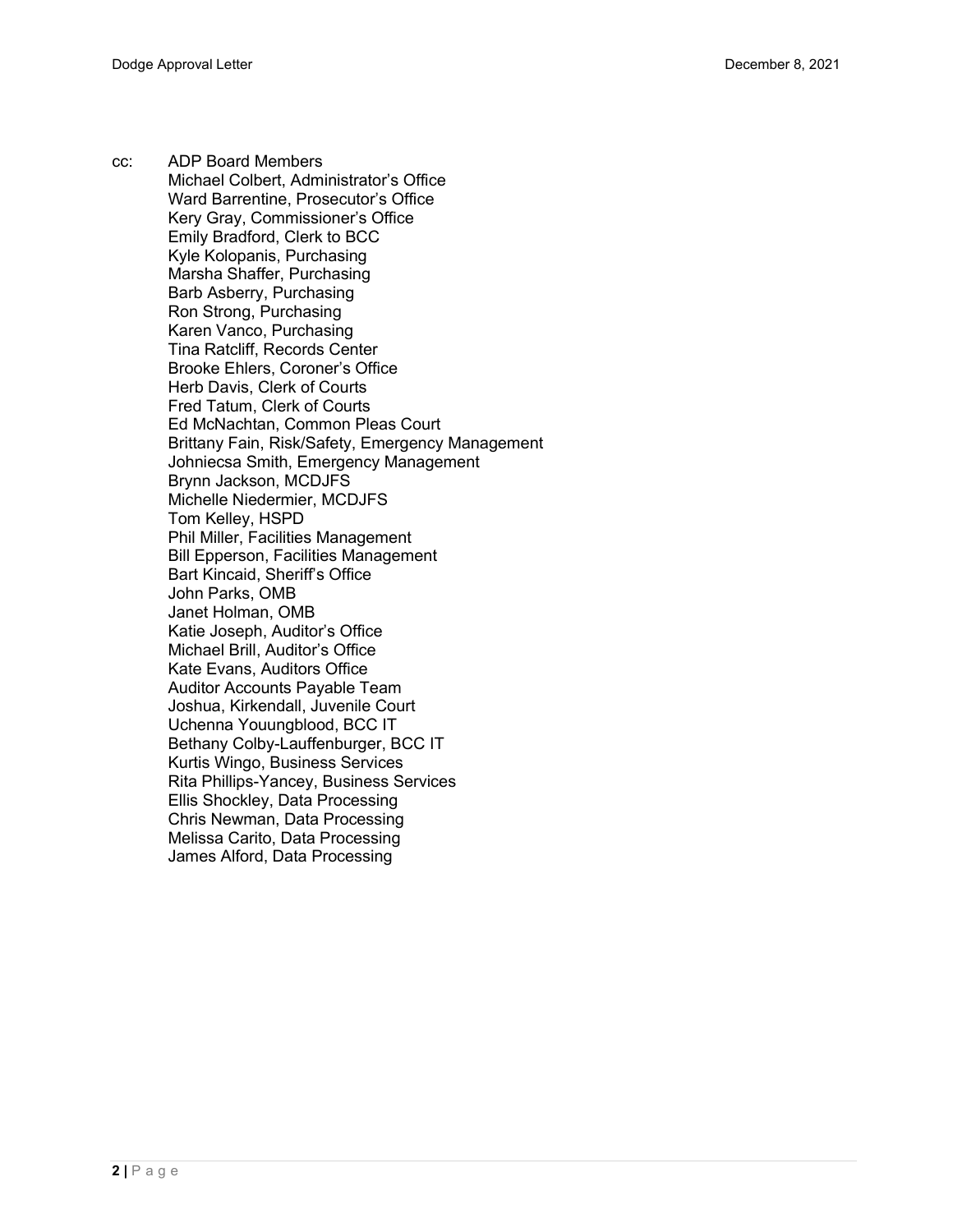cc: ADP Board Members
Michael Colbert, Administrator's Office
Ward Barrentine, Prosecutor's Office
Kery Gray, Commissioner's Office
Emily Bradford, Clerk to BCC
Kyle Kolopanis, Purchasing
Marsha Shaffer, Purchasing
Barb Asberry, Purchasing
Ron Strong, Purchasing
Karen Vanco, Purchasing
Tina Ratcliff, Records Center
Brooke Ehlers, Coroner's Office
Herb Davis, Clerk of Courts
Fred Tatum, Clerk of Courts
Ed McNachtan, Common Pleas Court
Brittany Fain, Risk/Safety, Emergency Management
Johniecsa Smith, Emergency Management
Brynn Jackson, MCDJFS
Michelle Niedermier, MCDJFS
Tom Kelley, HSPD
Phil Miller, Facilities Management
Bill Epperson, Facilities Management
Bart Kincaid, Sheriff's Office
John Parks, OMB
Janet Holman, OMB
Katie Joseph, Auditor's Office
Michael Brill, Auditor's Office
Kate Evans, Auditors Office
Auditor Accounts Payable Team
Joshua, Kirkendall, Juvenile Court
Uchenna Youungblood, BCC IT
Bethany Colby-Lauffenburger, BCC IT
Kurtis Wingo, Business Services
Rita Phillips-Yancey, Business Services
Ellis Shockley, Data Processing
Chris Newman, Data Processing
Melissa Carito, Data Processing
James Alford, Data Processing